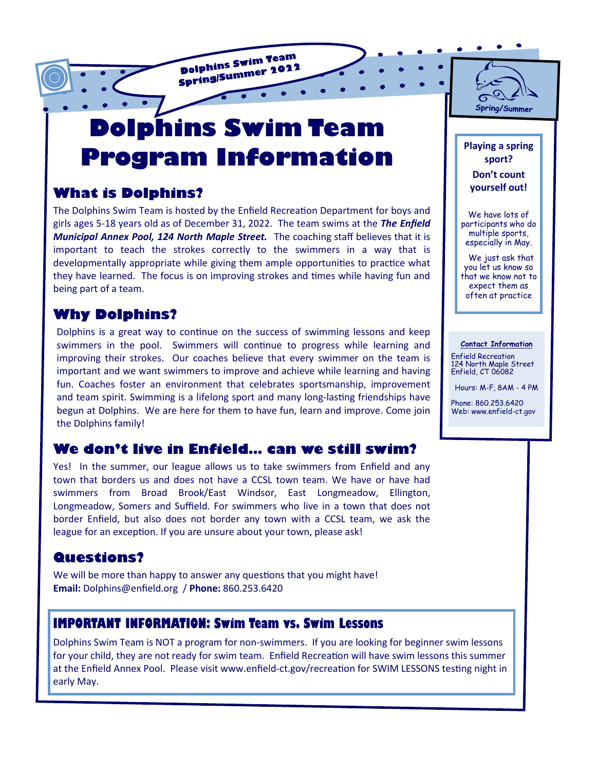Dolphins Swim Team Spring/Summer 2022

# Dolphins Swim Team Program Information

## What is Dolphins?

The Dolphins Swim Team is hosted by the Enfield Recreation Department for boys and girls ages 5-18 years old as of December 31, 2022. The team swims at the ***The Enfield Municipal Annex Pool, 124 North Maple Street.*** The coaching staff believes that it is important to teach the strokes correctly to the swimmers in a way that is developmentally appropriate while giving them ample opportunities to practice what they have learned. The focus is on improving strokes and times while having fun and being part of a team.

## Why Dolphins?

Dolphins is a great way to continue on the success of swimming lessons and keep swimmers in the pool. Swimmers will continue to progress while learning and improving their strokes. Our coaches believe that every swimmer on the team is important and we want swimmers to improve and achieve while learning and having fun. Coaches foster an environment that celebrates sportsmanship, improvement and team spirit. Swimming is a lifelong sport and many long-lasting friendships have begun at Dolphins. We are here for them to have fun, learn and improve. Come join the Dolphins family!

## We don't live in Enfield... can we still swim?

Yes! In the summer, our league allows us to take swimmers from Enfield and any town that borders us and does not have a CCSL town team. We have or have had swimmers from Broad Brook/East Windsor, East Longmeadow, Ellington, Longmeadow, Somers and Suffield. For swimmers who live in a town that does not border Enfield, but also does not border any town with a CCSL team, we ask the league for an exception. If you are unsure about your town, please ask!

## Questions?

We will be more than happy to answer any questions that you might have!
**Email:** Dolphins@enfield.org / **Phone:** 860.253.6420

## IMPORTANT INFORMATION: Swim Team vs. Swim Lessons

Dolphins Swim Team is NOT a program for non-swimmers. If you are looking for beginner swim lessons for your child, they are not ready for swim team. Enfield Recreation will have swim lessons this summer at the Enfield Annex Pool. Please visit www.enfield-ct.gov/recreation for SWIM LESSONS testing night in early May.

---

Spring/Summer

**Playing a spring sport?**

**Don't count yourself out!**

We have lots of participants who do multiple sports, especially in May.

We just ask that you let us know so that we know not to expect them as often at practice

**Contact Information**

Enfield Recreation
124 North Maple Street
Enfield, CT 06082

Hours: M-F, 8AM - 4 PM

Phone: 860.253.6420
Web: www.enfield-ct.gov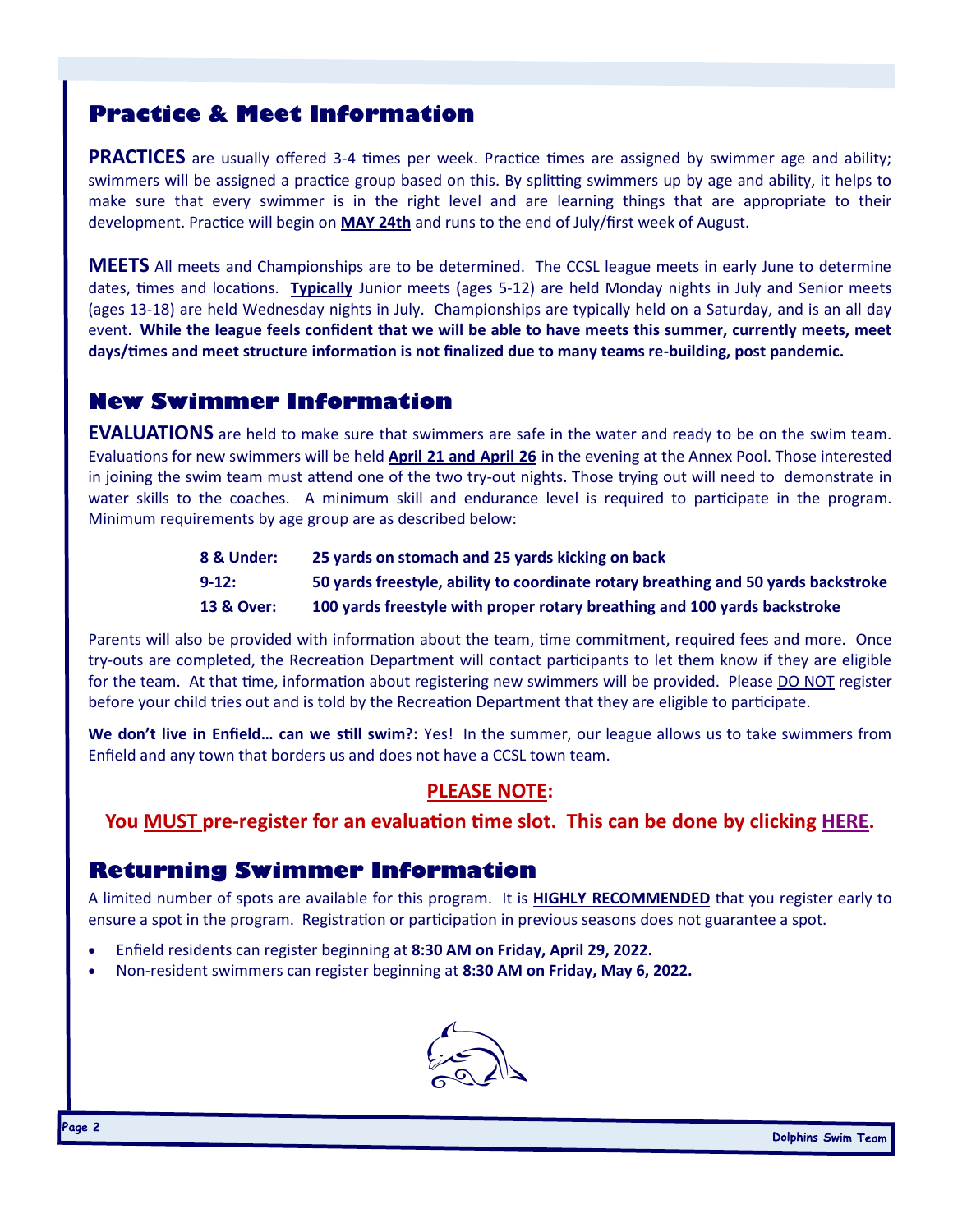## Practice & Meet Information

**PRACTICES** are usually offered 3-4 times per week. Practice times are assigned by swimmer age and ability; swimmers will be assigned a practice group based on this. By splitting swimmers up by age and ability, it helps to make sure that every swimmer is in the right level and are learning things that are appropriate to their development. Practice will begin on **MAY 24th** and runs to the end of July/first week of August.

**MEETS** All meets and Championships are to be determined. The CCSL league meets in early June to determine dates, times and locations. **Typically** Junior meets (ages 5-12) are held Monday nights in July and Senior meets (ages 13-18) are held Wednesday nights in July. Championships are typically held on a Saturday, and is an all day event. **While the league feels confident that we will be able to have meets this summer, currently meets, meet days/times and meet structure information is not finalized due to many teams re-building, post pandemic.**

## New Swimmer Information

**EVALUATIONS** are held to make sure that swimmers are safe in the water and ready to be on the swim team. Evaluations for new swimmers will be held **April 21 and April 26** in the evening at the Annex Pool. Those interested in joining the swim team must attend one of the two try-out nights. Those trying out will need to demonstrate in water skills to the coaches. A minimum skill and endurance level is required to participate in the program. Minimum requirements by age group are as described below:

| | |
|---|---|
| **8 & Under:** | **25 yards on stomach and 25 yards kicking on back** |
| **9-12:** | **50 yards freestyle, ability to coordinate rotary breathing and 50 yards backstroke** |
| **13 & Over:** | **100 yards freestyle with proper rotary breathing and 100 yards backstroke** |

Parents will also be provided with information about the team, time commitment, required fees and more. Once try-outs are completed, the Recreation Department will contact participants to let them know if they are eligible for the team. At that time, information about registering new swimmers will be provided. Please DO NOT register before your child tries out and is told by the Recreation Department that they are eligible to participate.

**We don't live in Enfield… can we still swim?:** Yes! In the summer, our league allows us to take swimmers from Enfield and any town that borders us and does not have a CCSL town team.

**PLEASE NOTE:**

**You MUST pre-register for an evaluation time slot. This can be done by clicking HERE.**

## Returning Swimmer Information

A limited number of spots are available for this program. It is **HIGHLY RECOMMENDED** that you register early to ensure a spot in the program. Registration or participation in previous seasons does not guarantee a spot.

- Enfield residents can register beginning at **8:30 AM on Friday, April 29, 2022.**
- Non-resident swimmers can register beginning at **8:30 AM on Friday, May 6, 2022.**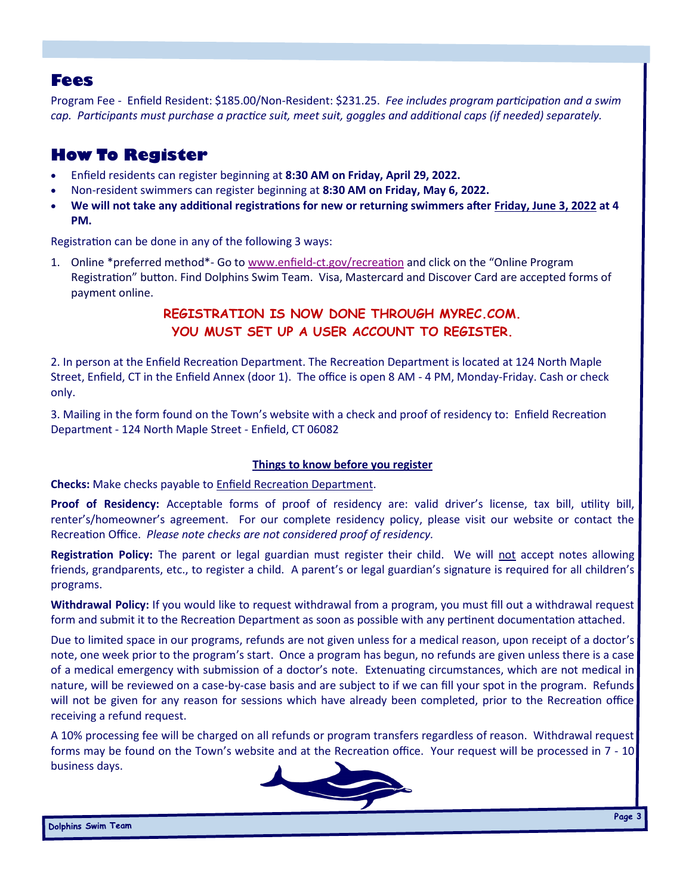## Fees

Program Fee - Enfield Resident: $185.00/Non-Resident: $231.25. *Fee includes program participation and a swim cap. Participants must purchase a practice suit, meet suit, goggles and additional caps (if needed) separately.*

## How To Register

- Enfield residents can register beginning at **8:30 AM on Friday, April 29, 2022.**
- Non-resident swimmers can register beginning at **8:30 AM on Friday, May 6, 2022.**
- **We will not take any additional registrations for new or returning swimmers after Friday, June 3, 2022 at 4 PM.**

Registration can be done in any of the following 3 ways:

1. Online *preferred method*- Go to www.enfield-ct.gov/recreation and click on the "Online Program Registration" button. Find Dolphins Swim Team. Visa, Mastercard and Discover Card are accepted forms of payment online.

**REGISTRATION IS NOW DONE THROUGH MYREC.COM.**
**YOU MUST SET UP A USER ACCOUNT TO REGISTER.**

2. In person at the Enfield Recreation Department. The Recreation Department is located at 124 North Maple Street, Enfield, CT in the Enfield Annex (door 1). The office is open 8 AM - 4 PM, Monday-Friday. Cash or check only.

3. Mailing in the form found on the Town's website with a check and proof of residency to: Enfield Recreation Department - 124 North Maple Street - Enfield, CT 06082

### Things to know before you register

**Checks:** Make checks payable to Enfield Recreation Department.

**Proof of Residency:** Acceptable forms of proof of residency are: valid driver's license, tax bill, utility bill, renter's/homeowner's agreement. For our complete residency policy, please visit our website or contact the Recreation Office. *Please note checks are not considered proof of residency.*

**Registration Policy:** The parent or legal guardian must register their child. We will not accept notes allowing friends, grandparents, etc., to register a child. A parent's or legal guardian's signature is required for all children's programs.

**Withdrawal Policy:** If you would like to request withdrawal from a program, you must fill out a withdrawal request form and submit it to the Recreation Department as soon as possible with any pertinent documentation attached.

Due to limited space in our programs, refunds are not given unless for a medical reason, upon receipt of a doctor's note, one week prior to the program's start. Once a program has begun, no refunds are given unless there is a case of a medical emergency with submission of a doctor's note. Extenuating circumstances, which are not medical in nature, will be reviewed on a case-by-case basis and are subject to if we can fill your spot in the program. Refunds will not be given for any reason for sessions which have already been completed, prior to the Recreation office receiving a refund request.

A 10% processing fee will be charged on all refunds or program transfers regardless of reason. Withdrawal request forms may be found on the Town's website and at the Recreation office. Your request will be processed in 7 - 10 business days.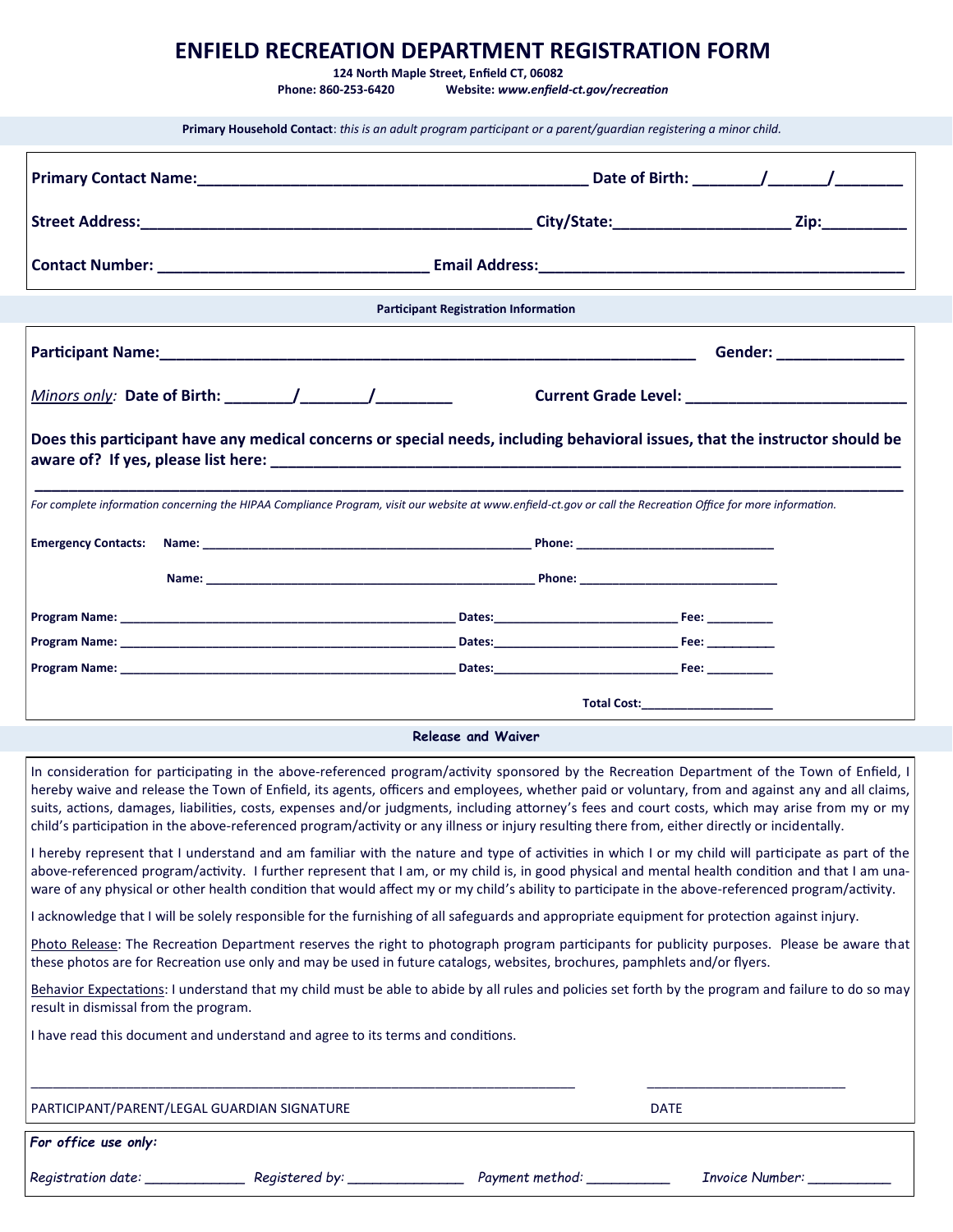# ENFIELD RECREATION DEPARTMENT REGISTRATION FORM

**124 North Maple Street, Enfield CT, 06082**
**Phone: 860-253-6420** **Website:** ***www.enfield-ct.gov/recreation***

**Primary Household Contact**: *this is an adult program participant or a parent/guardian registering a minor child.*

**Primary Contact Name:**_____________________________________________ **Date of Birth:** ________/_______/________

**Street Address:**_____________________________________________ **City/State:**____________________ **Zip:**__________

**Contact Number:** ______________________________ **Email Address:**________________________________________

**Participant Registration Information**

**Participant Name:**_____________________________________________________________ **Gender:** _______________

*Minors only:* **Date of Birth:** ________/________/_________ **Current Grade Level:** _________________________

**Does this participant have any medical concerns or special needs, including behavioral issues, that the instructor should be aware of? If yes, please list here:** ______________________________________________________________________

______________________________________________________________________________________________

*For complete information concerning the HIPAA Compliance Program, visit our website at www.enfield-ct.gov or call the Recreation Office for more information.*

**Emergency Contacts:** **Name:** ______________________________________________ **Phone:** _____________________________

**Name:** ______________________________________________ **Phone:** _____________________________

**Program Name:** ______________________________________________ **Dates:**__________________________ **Fee:** __________

**Program Name:** ______________________________________________ **Dates:**__________________________ **Fee:** __________

**Program Name:** ______________________________________________ **Dates:**__________________________ **Fee:** __________

**Total Cost:**____________________

**Release and Waiver**

In consideration for participating in the above-referenced program/activity sponsored by the Recreation Department of the Town of Enfield, I hereby waive and release the Town of Enfield, its agents, officers and employees, whether paid or voluntary, from and against any and all claims, suits, actions, damages, liabilities, costs, expenses and/or judgments, including attorney's fees and court costs, which may arise from my or my child's participation in the above-referenced program/activity or any illness or injury resulting there from, either directly or incidentally.

I hereby represent that I understand and am familiar with the nature and type of activities in which I or my child will participate as part of the above-referenced program/activity. I further represent that I am, or my child is, in good physical and mental health condition and that I am unaware of any physical or other health condition that would affect my or my child's ability to participate in the above-referenced program/activity.

I acknowledge that I will be solely responsible for the furnishing of all safeguards and appropriate equipment for protection against injury.

Photo Release: The Recreation Department reserves the right to photograph program participants for publicity purposes. Please be aware that these photos are for Recreation use only and may be used in future catalogs, websites, brochures, pamphlets and/or flyers.

Behavior Expectations: I understand that my child must be able to abide by all rules and policies set forth by the program and failure to do so may result in dismissal from the program.

I have read this document and understand and agree to its terms and conditions.

_______________________________________________________________________ __________________________

PARTICIPANT/PARENT/LEGAL GUARDIAN SIGNATURE DATE

***For office use only:***

*Registration date:* _____________ *Registered by:* ______________ *Payment method:* __________ *Invoice Number:* __________